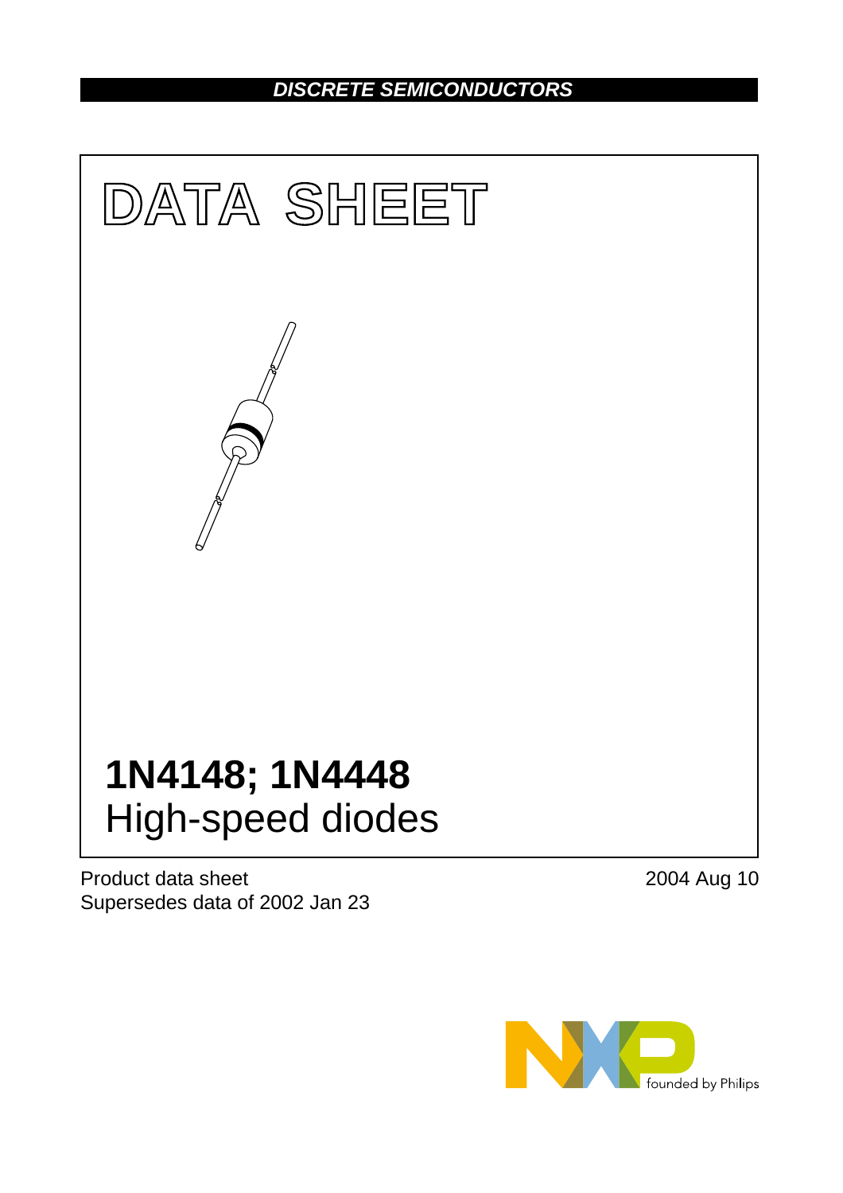DISCRETE SEMICONDUCTORS

# DATA SHEET

# 1N4148; 1N4448

## High-speed diodes

Product data sheet
Supersedes data of 2002 Jan 23

2004 Aug 10

founded by Philips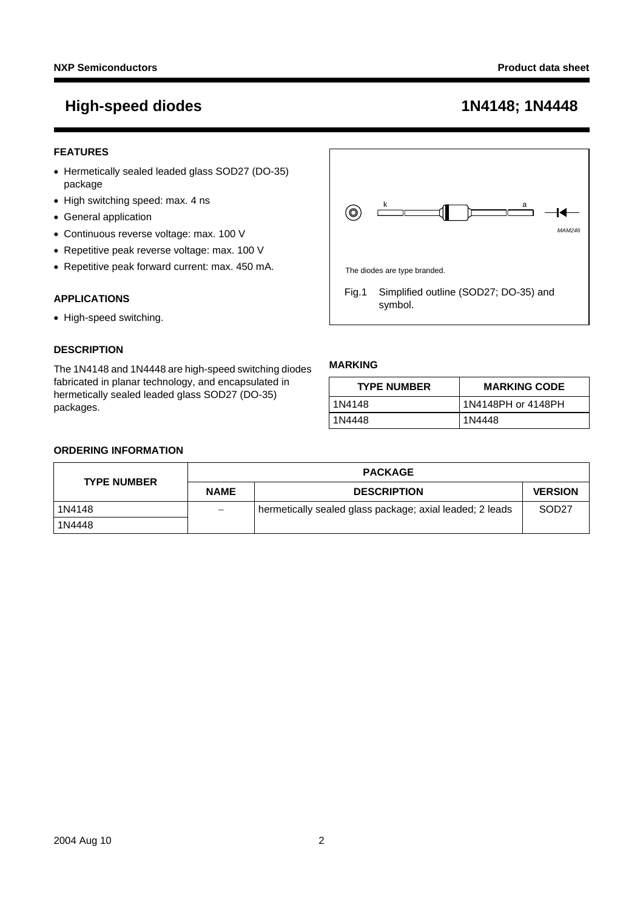# High-speed diodes — 1N4148; 1N4448

## FEATURES

- Hermetically sealed leaded glass SOD27 (DO-35) package
- High switching speed: max. 4 ns
- General application
- Continuous reverse voltage: max. 100 V
- Repetitive peak reverse voltage: max. 100 V
- Repetitive peak forward current: max. 450 mA.

## APPLICATIONS

- High-speed switching.

## DESCRIPTION

The 1N4148 and 1N4448 are high-speed switching diodes fabricated in planar technology, and encapsulated in hermetically sealed leaded glass SOD27 (DO-35) packages.

The diodes are type branded.

Fig.1 Simplified outline (SOD27; DO-35) and symbol.

## MARKING

| TYPE NUMBER | MARKING CODE |
|---|---|
| 1N4148 | 1N4148PH or 4148PH |
| 1N4448 | 1N4448 |

## ORDERING INFORMATION

| TYPE NUMBER | PACKAGE | | |
|---|---|---|---|
| | NAME | DESCRIPTION | VERSION |
| 1N4148 | − | hermetically sealed glass package; axial leaded; 2 leads | SOD27 |
| 1N4448 | | | |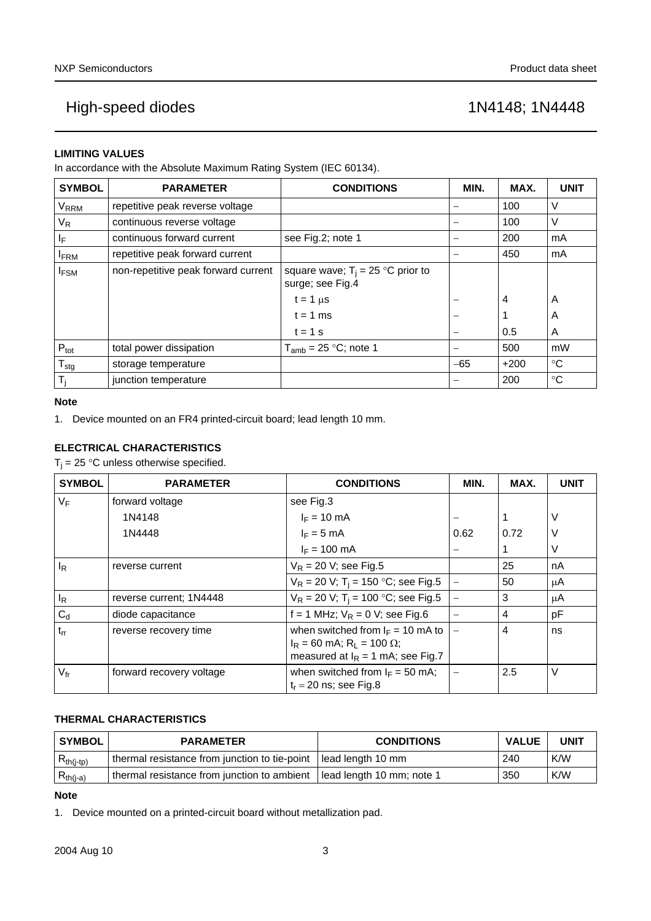## LIMITING VALUES

In accordance with the Absolute Maximum Rating System (IEC 60134).

| SYMBOL | PARAMETER | CONDITIONS | MIN. | MAX. | UNIT |
|---|---|---|---|---|---|
| $V_{RRM}$ | repetitive peak reverse voltage | | − | 100 | V |
| $V_R$ | continuous reverse voltage | | − | 100 | V |
| $I_F$ | continuous forward current | see Fig.2; note 1 | − | 200 | mA |
| $I_{FRM}$ | repetitive peak forward current | | − | 450 | mA |
| $I_{FSM}$ | non-repetitive peak forward current | square wave; $T_j$ = 25 °C prior to surge; see Fig.4 | | | |
| | | t = 1 μs | − | 4 | A |
| | | t = 1 ms | − | 1 | A |
| | | t = 1 s | − | 0.5 | A |
| $P_{tot}$ | total power dissipation | $T_{amb}$ = 25 °C; note 1 | − | 500 | mW |
| $T_{stg}$ | storage temperature | | −65 | +200 | °C |
| $T_j$ | junction temperature | | − | 200 | °C |

**Note**

1. Device mounted on an FR4 printed-circuit board; lead length 10 mm.

## ELECTRICAL CHARACTERISTICS

$T_j$ = 25 °C unless otherwise specified.

| SYMBOL | PARAMETER | CONDITIONS | MIN. | MAX. | UNIT |
|---|---|---|---|---|---|
| $V_F$ | forward voltage | see Fig.3 | | | |
| | 1N4148 | $I_F$ = 10 mA | − | 1 | V |
| | 1N4448 | $I_F$ = 5 mA | 0.62 | 0.72 | V |
| | | $I_F$ = 100 mA | − | 1 | V |
| $I_R$ | reverse current | $V_R$ = 20 V; see Fig.5 | | 25 | nA |
| | | $V_R$ = 20 V; $T_j$ = 150 °C; see Fig.5 | − | 50 | μA |
| $I_R$ | reverse current; 1N4448 | $V_R$ = 20 V; $T_j$ = 100 °C; see Fig.5 | − | 3 | μA |
| $C_d$ | diode capacitance | f = 1 MHz; $V_R$ = 0 V; see Fig.6 | − | 4 | pF |
| $t_{rr}$ | reverse recovery time | when switched from $I_F$ = 10 mA to $I_R$ = 60 mA; $R_L$ = 100 Ω; measured at $I_R$ = 1 mA; see Fig.7 | − | 4 | ns |
| $V_{fr}$ | forward recovery voltage | when switched from $I_F$ = 50 mA; $t_r$ = 20 ns; see Fig.8 | − | 2.5 | V |

## THERMAL CHARACTERISTICS

| SYMBOL | PARAMETER | CONDITIONS | VALUE | UNIT |
|---|---|---|---|---|
| $R_{th(j-tp)}$ | thermal resistance from junction to tie-point | lead length 10 mm | 240 | K/W |
| $R_{th(j-a)}$ | thermal resistance from junction to ambient | lead length 10 mm; note 1 | 350 | K/W |

**Note**

1. Device mounted on a printed-circuit board without metallization pad.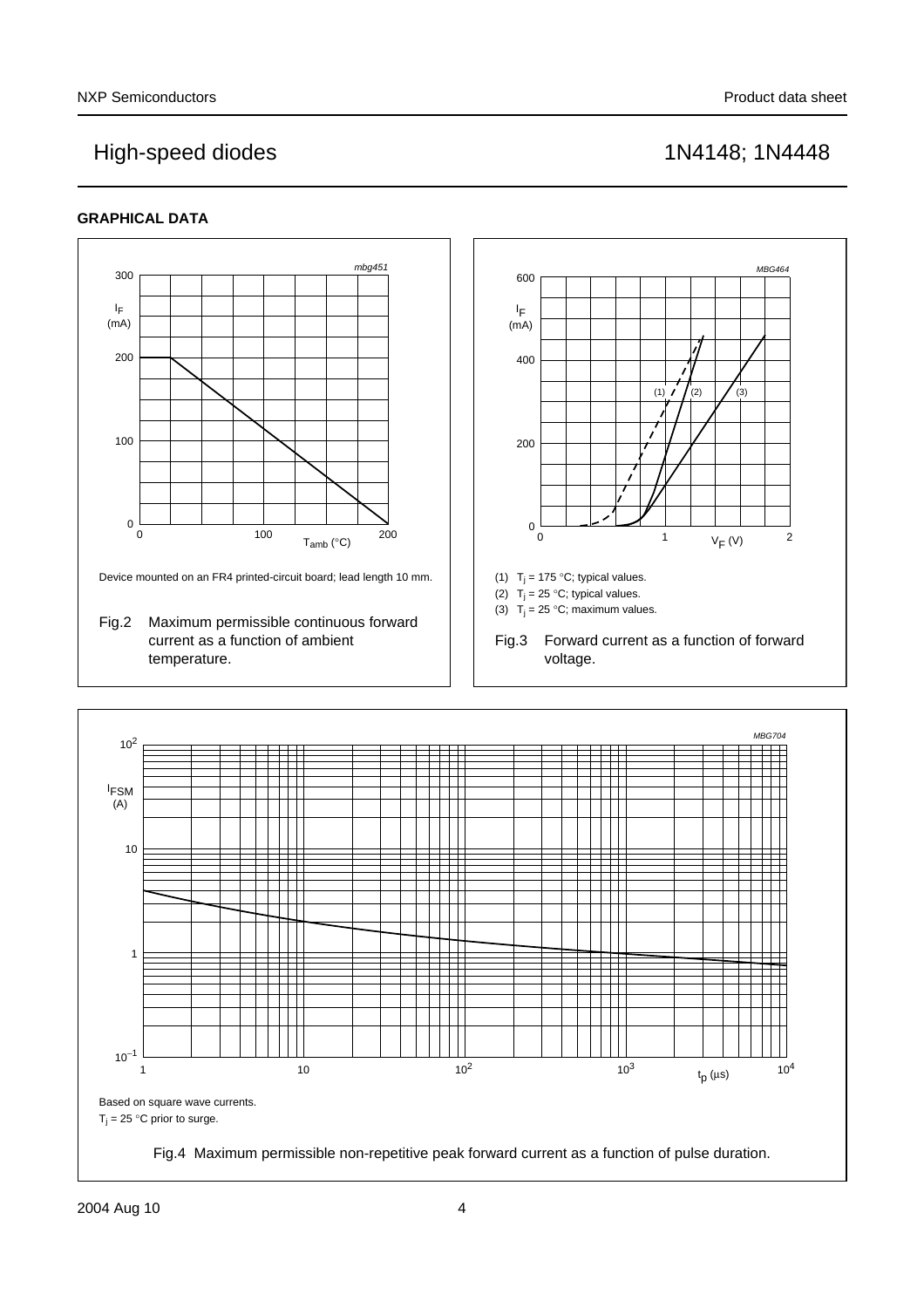## GRAPHICAL DATA

Device mounted on an FR4 printed-circuit board; lead length 10 mm.

Fig.2 Maximum permissible continuous forward current as a function of ambient temperature.

(1) $T_j$ = 175 °C; typical values.

(2) $T_j$ = 25 °C; typical values.

(3) $T_j$ = 25 °C; maximum values.

Fig.3 Forward current as a function of forward voltage.

Based on square wave currents.

$T_j$ = 25 °C prior to surge.

Fig.4 Maximum permissible non-repetitive peak forward current as a function of pulse duration.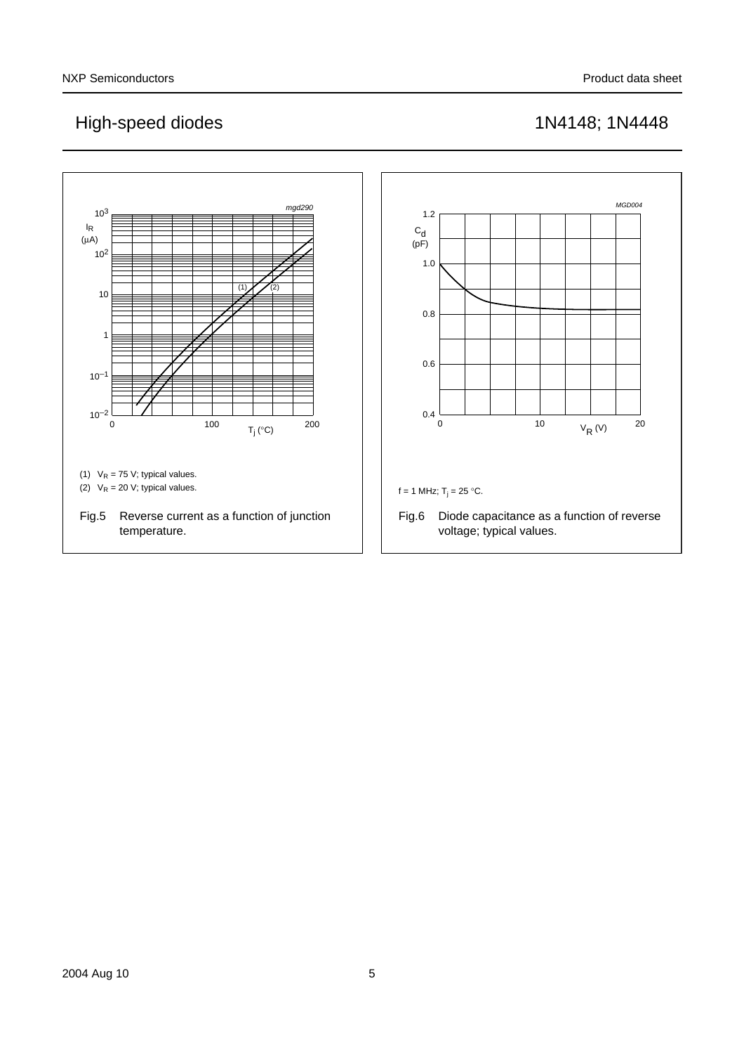(1) $V_R$ = 75 V; typical values.

(2) $V_R$ = 20 V; typical values.

Fig.5 Reverse current as a function of junction temperature.

f = 1 MHz; $T_j$ = 25 °C.

Fig.6 Diode capacitance as a function of reverse voltage; typical values.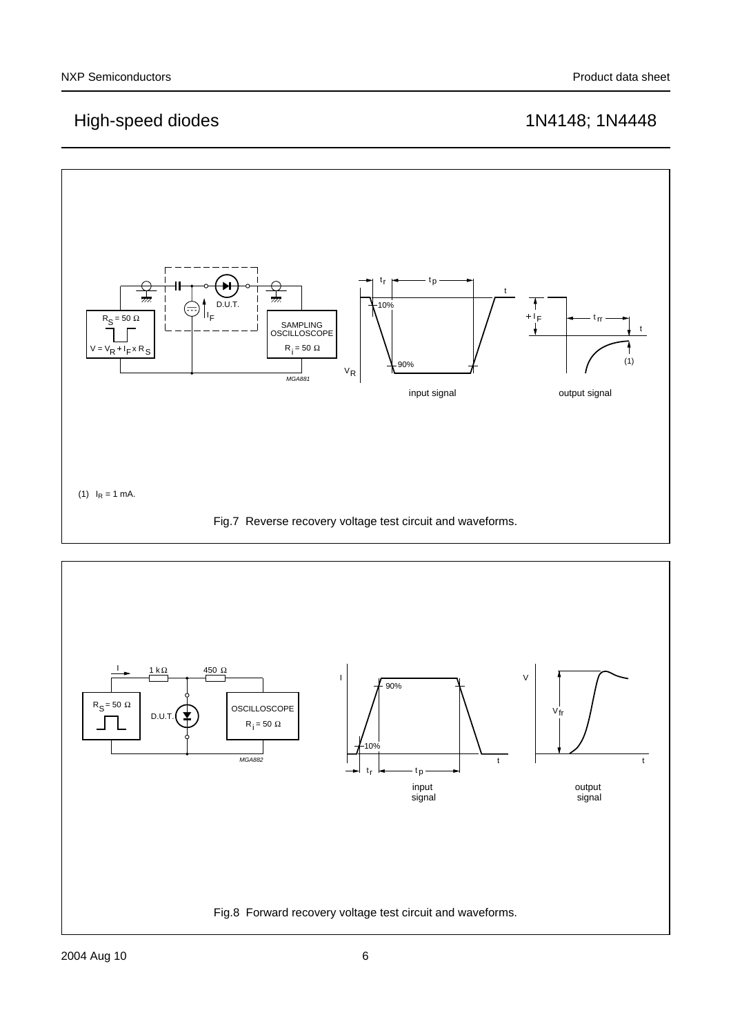(1) $I_R$ = 1 mA.

Fig.7 Reverse recovery voltage test circuit and waveforms.

Fig.8 Forward recovery voltage test circuit and waveforms.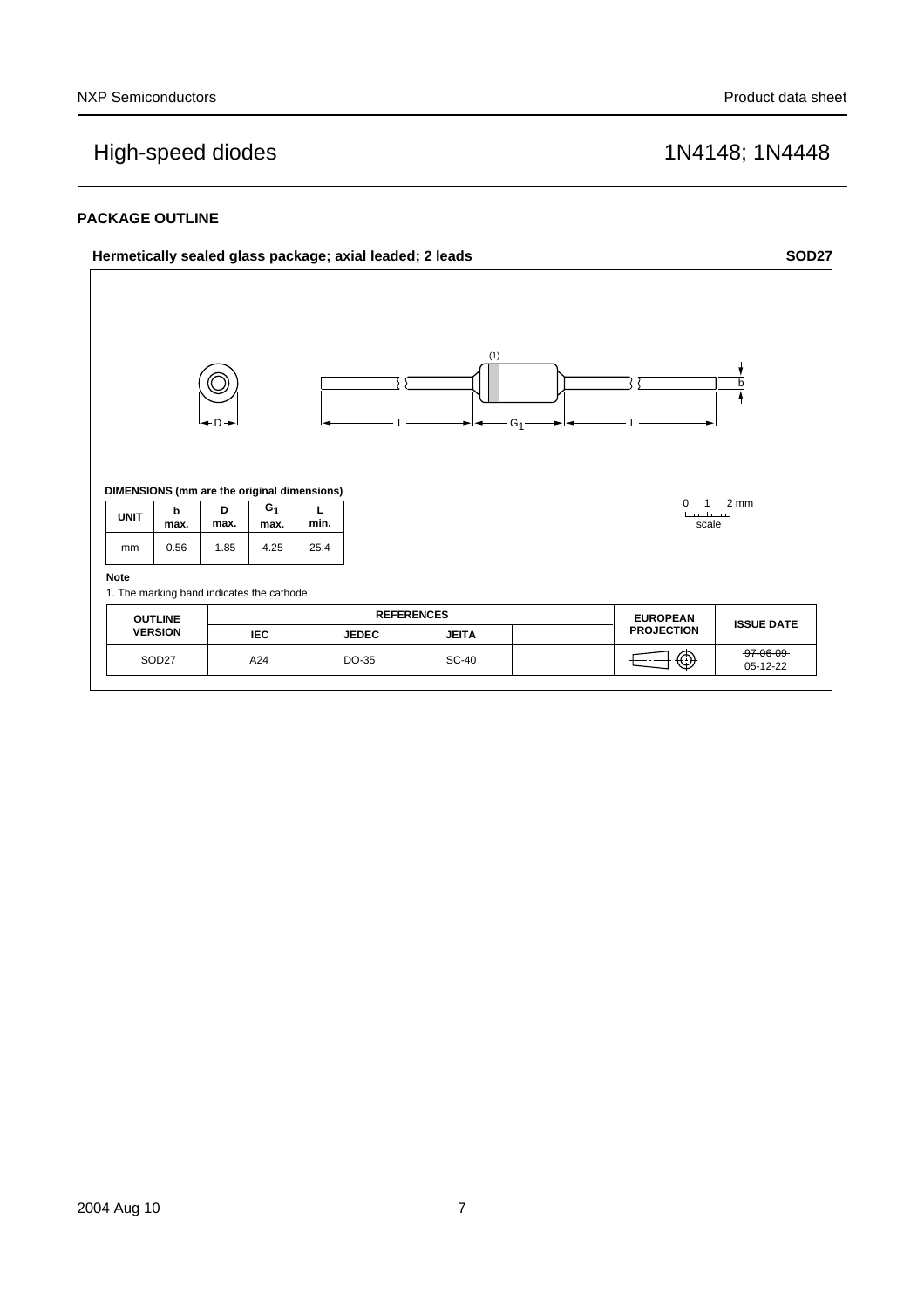## PACKAGE OUTLINE

**Hermetically sealed glass package; axial leaded; 2 leads** **SOD27**

**DIMENSIONS (mm are the original dimensions)**

| UNIT | b max. | D max. | $G_1$ max. | L min. |
|---|---|---|---|---|
| mm | 0.56 | 1.85 | 4.25 | 25.4 |

**Note**

1. The marking band indicates the cathode.

| OUTLINE VERSION | REFERENCES | | | | EUROPEAN PROJECTION | ISSUE DATE |
|---|---|---|---|---|---|---|
| | IEC | JEDEC | JEITA | | | |
| SOD27 | A24 | DO-35 | SC-40 | | | ~~97-06-09~~ 05-12-22 |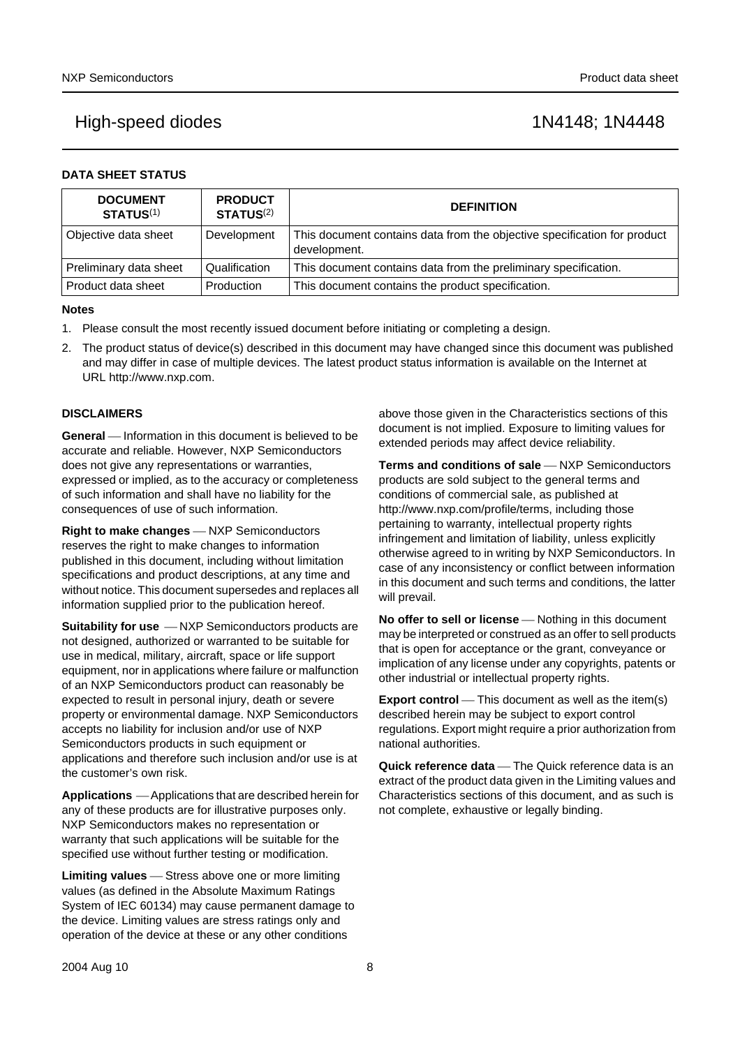## DATA SHEET STATUS

| DOCUMENT STATUS[1] | PRODUCT STATUS[2] | DEFINITION |
|---|---|---|
| Objective data sheet | Development | This document contains data from the objective specification for product development. |
| Preliminary data sheet | Qualification | This document contains data from the preliminary specification. |
| Product data sheet | Production | This document contains the product specification. |

**Notes**

1. Please consult the most recently issued document before initiating or completing a design.
2. The product status of device(s) described in this document may have changed since this document was published and may differ in case of multiple devices. The latest product status information is available on the Internet at URL http://www.nxp.com.

## DISCLAIMERS

**General** — Information in this document is believed to be accurate and reliable. However, NXP Semiconductors does not give any representations or warranties, expressed or implied, as to the accuracy or completeness of such information and shall have no liability for the consequences of use of such information.

**Right to make changes** — NXP Semiconductors reserves the right to make changes to information published in this document, including without limitation specifications and product descriptions, at any time and without notice. This document supersedes and replaces all information supplied prior to the publication hereof.

**Suitability for use** — NXP Semiconductors products are not designed, authorized or warranted to be suitable for use in medical, military, aircraft, space or life support equipment, nor in applications where failure or malfunction of an NXP Semiconductors product can reasonably be expected to result in personal injury, death or severe property or environmental damage. NXP Semiconductors accepts no liability for inclusion and/or use of NXP Semiconductors products in such equipment or applications and therefore such inclusion and/or use is at the customer's own risk.

**Applications** — Applications that are described herein for any of these products are for illustrative purposes only. NXP Semiconductors makes no representation or warranty that such applications will be suitable for the specified use without further testing or modification.

**Limiting values** — Stress above one or more limiting values (as defined in the Absolute Maximum Ratings System of IEC 60134) may cause permanent damage to the device. Limiting values are stress ratings only and operation of the device at these or any other conditions above those given in the Characteristics sections of this document is not implied. Exposure to limiting values for extended periods may affect device reliability.

**Terms and conditions of sale** — NXP Semiconductors products are sold subject to the general terms and conditions of commercial sale, as published at http://www.nxp.com/profile/terms, including those pertaining to warranty, intellectual property rights infringement and limitation of liability, unless explicitly otherwise agreed to in writing by NXP Semiconductors. In case of any inconsistency or conflict between information in this document and such terms and conditions, the latter will prevail.

**No offer to sell or license** — Nothing in this document may be interpreted or construed as an offer to sell products that is open for acceptance or the grant, conveyance or implication of any license under any copyrights, patents or other industrial or intellectual property rights.

**Export control** — This document as well as the item(s) described herein may be subject to export control regulations. Export might require a prior authorization from national authorities.

**Quick reference data** — The Quick reference data is an extract of the product data given in the Limiting values and Characteristics sections of this document, and as such is not complete, exhaustive or legally binding.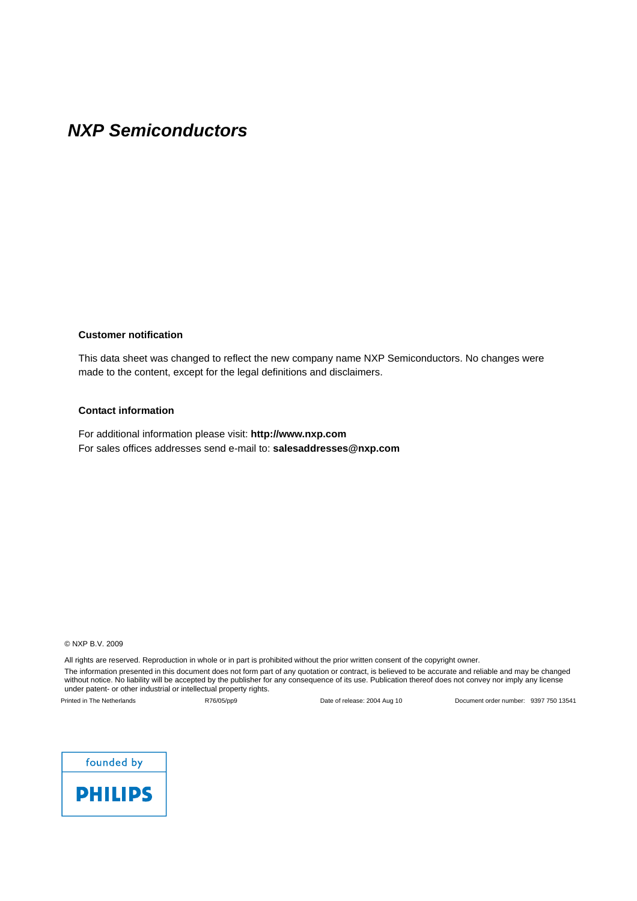# *NXP Semiconductors*

**Customer notification**

This data sheet was changed to reflect the new company name NXP Semiconductors. No changes were made to the content, except for the legal definitions and disclaimers.

**Contact information**

For additional information please visit: **http://www.nxp.com**
For sales offices addresses send e-mail to: **salesaddresses@nxp.com**

© NXP B.V. 2009

All rights are reserved. Reproduction in whole or in part is prohibited without the prior written consent of the copyright owner.

The information presented in this document does not form part of any quotation or contract, is believed to be accurate and reliable and may be changed without notice. No liability will be accepted by the publisher for any consequence of its use. Publication thereof does not convey nor imply any license under patent- or other industrial or intellectual property rights.

Printed in The Netherlands R76/05/pp9 Date of release: 2004 Aug 10 Document order number: 9397 750 13541

founded by

PHILIPS